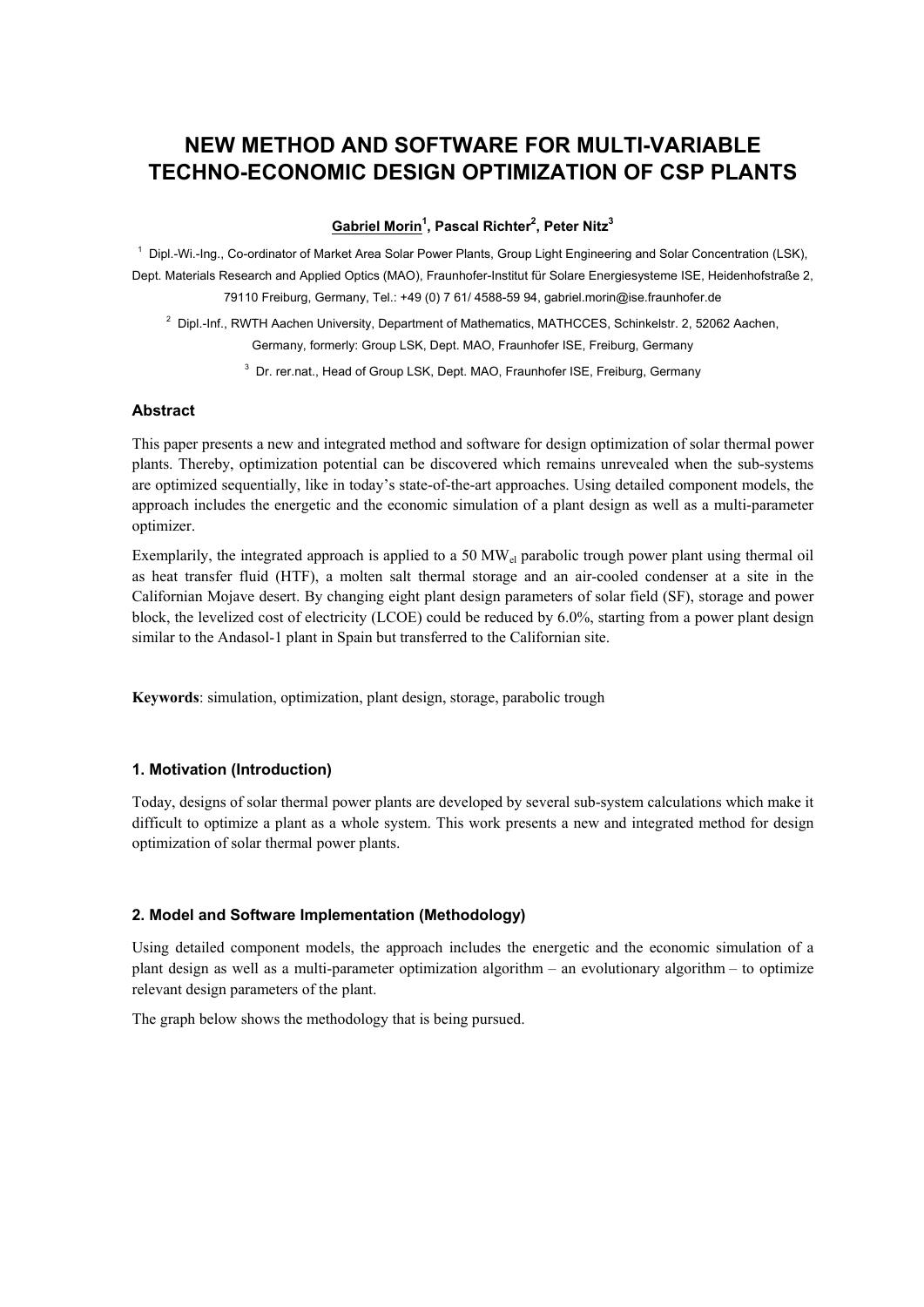# NEW METHOD AND SOFTWARE FOR MULTI-VARIABLE TECHNO-ECONOMIC DESIGN OPTIMIZATION OF CSP PLANTS

**Gabriel Morin[1], Pascal Richter[2], Peter Nitz[3]**

[1] Dipl.-Wi.-Ing., Co-ordinator of Market Area Solar Power Plants, Group Light Engineering and Solar Concentration (LSK), Dept. Materials Research and Applied Optics (MAO), Fraunhofer-Institut für Solare Energiesysteme ISE, Heidenhofstraße 2, 79110 Freiburg, Germany, Tel.: +49 (0) 7 61/ 4588-59 94, gabriel.morin@ise.fraunhofer.de

[2] Dipl.-Inf., RWTH Aachen University, Department of Mathematics, MATHCCES, Schinkelstr. 2, 52062 Aachen, Germany, formerly: Group LSK, Dept. MAO, Fraunhofer ISE, Freiburg, Germany

[3] Dr. rer.nat., Head of Group LSK, Dept. MAO, Fraunhofer ISE, Freiburg, Germany

### Abstract

This paper presents a new and integrated method and software for design optimization of solar thermal power plants. Thereby, optimization potential can be discovered which remains unrevealed when the sub-systems are optimized sequentially, like in today's state-of-the-art approaches. Using detailed component models, the approach includes the energetic and the economic simulation of a plant design as well as a multi-parameter optimizer.

Exemplarily, the integrated approach is applied to a 50 $MW_{el}$ parabolic trough power plant using thermal oil as heat transfer fluid (HTF), a molten salt thermal storage and an air-cooled condenser at a site in the Californian Mojave desert. By changing eight plant design parameters of solar field (SF), storage and power block, the levelized cost of electricity (LCOE) could be reduced by 6.0%, starting from a power plant design similar to the Andasol-1 plant in Spain but transferred to the Californian site.

**Keywords**: simulation, optimization, plant design, storage, parabolic trough

### 1. Motivation (Introduction)

Today, designs of solar thermal power plants are developed by several sub-system calculations which make it difficult to optimize a plant as a whole system. This work presents a new and integrated method for design optimization of solar thermal power plants.

### 2. Model and Software Implementation (Methodology)

Using detailed component models, the approach includes the energetic and the economic simulation of a plant design as well as a multi-parameter optimization algorithm – an evolutionary algorithm – to optimize relevant design parameters of the plant.

The graph below shows the methodology that is being pursued.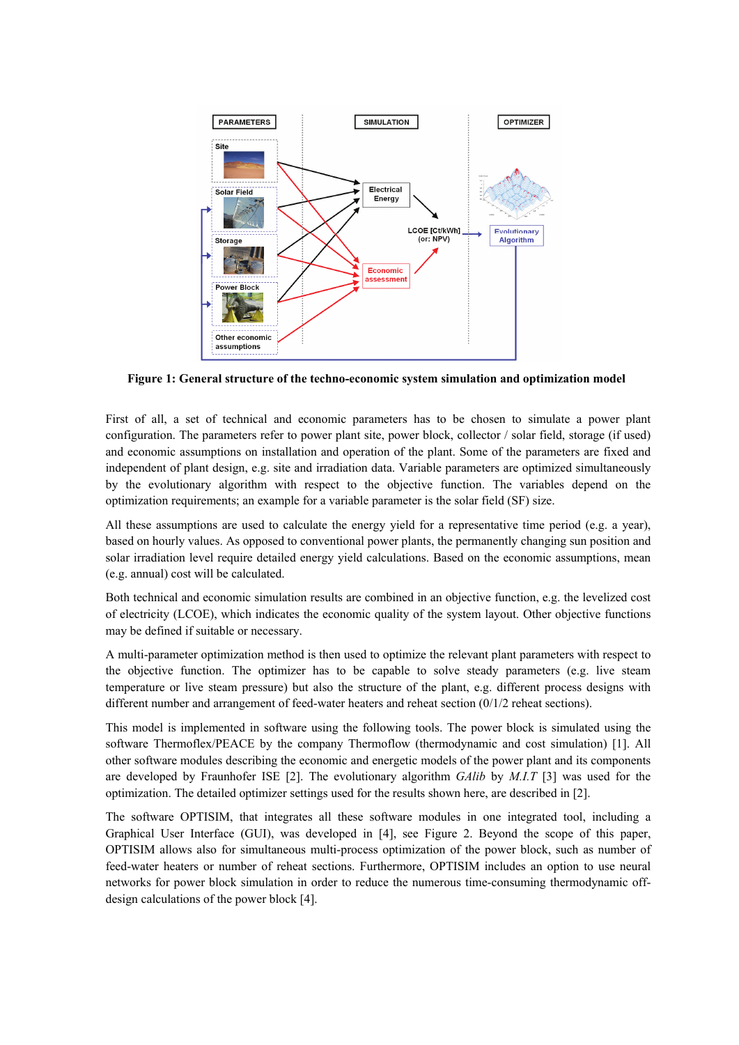**Figure 1: General structure of the techno-economic system simulation and optimization model**

First of all, a set of technical and economic parameters has to be chosen to simulate a power plant configuration. The parameters refer to power plant site, power block, collector / solar field, storage (if used) and economic assumptions on installation and operation of the plant. Some of the parameters are fixed and independent of plant design, e.g. site and irradiation data. Variable parameters are optimized simultaneously by the evolutionary algorithm with respect to the objective function. The variables depend on the optimization requirements; an example for a variable parameter is the solar field (SF) size.

All these assumptions are used to calculate the energy yield for a representative time period (e.g. a year), based on hourly values. As opposed to conventional power plants, the permanently changing sun position and solar irradiation level require detailed energy yield calculations. Based on the economic assumptions, mean (e.g. annual) cost will be calculated.

Both technical and economic simulation results are combined in an objective function, e.g. the levelized cost of electricity (LCOE), which indicates the economic quality of the system layout. Other objective functions may be defined if suitable or necessary.

A multi-parameter optimization method is then used to optimize the relevant plant parameters with respect to the objective function. The optimizer has to be capable to solve steady parameters (e.g. live steam temperature or live steam pressure) but also the structure of the plant, e.g. different process designs with different number and arrangement of feed-water heaters and reheat section (0/1/2 reheat sections).

This model is implemented in software using the following tools. The power block is simulated using the software Thermoflex/PEACE by the company Thermoflow (thermodynamic and cost simulation) [1]. All other software modules describing the economic and energetic models of the power plant and its components are developed by Fraunhofer ISE [2]. The evolutionary algorithm *GAlib* by *M.I.T* [3] was used for the optimization. The detailed optimizer settings used for the results shown here, are described in [2].

The software OPTISIM, that integrates all these software modules in one integrated tool, including a Graphical User Interface (GUI), was developed in [4], see Figure 2. Beyond the scope of this paper, OPTISIM allows also for simultaneous multi-process optimization of the power block, such as number of feed-water heaters or number of reheat sections. Furthermore, OPTISIM includes an option to use neural networks for power block simulation in order to reduce the numerous time-consuming thermodynamic off-design calculations of the power block [4].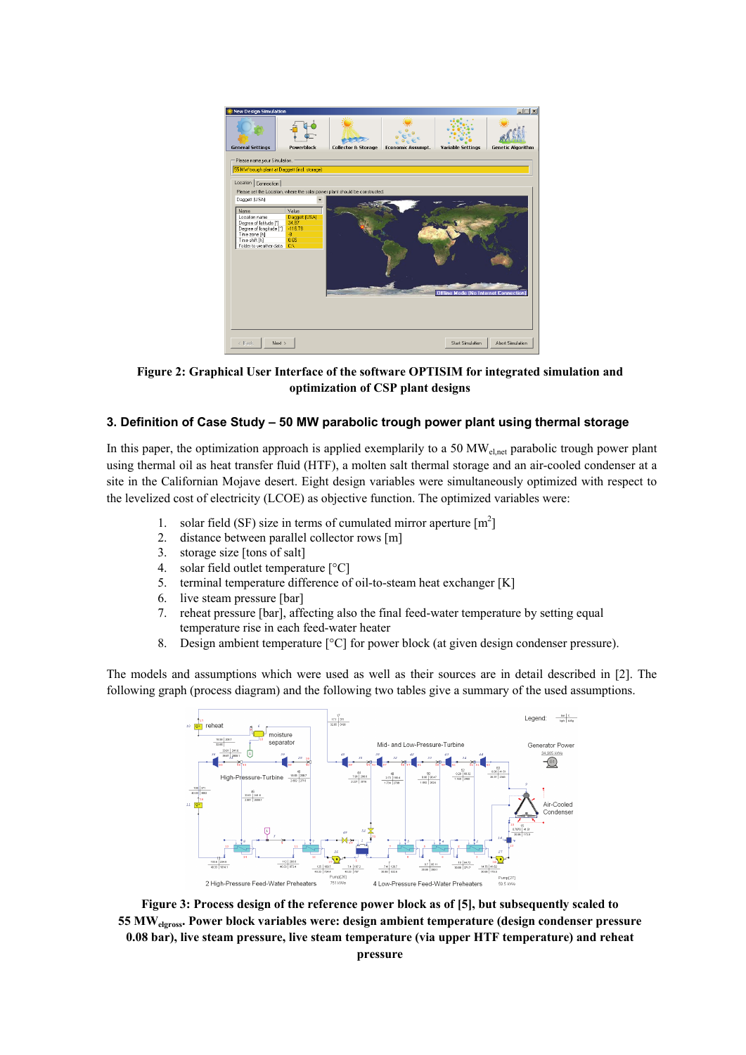**Figure 2: Graphical User Interface of the software OPTISIM for integrated simulation and optimization of CSP plant designs**

## 3. Definition of Case Study – 50 MW parabolic trough power plant using thermal storage

In this paper, the optimization approach is applied exemplarily to a 50 $MW_{el,net}$ parabolic trough power plant using thermal oil as heat transfer fluid (HTF), a molten salt thermal storage and an air-cooled condenser at a site in the Californian Mojave desert. Eight design variables were simultaneously optimized with respect to the levelized cost of electricity (LCOE) as objective function. The optimized variables were:

1. solar field (SF) size in terms of cumulated mirror aperture [$m^2$]
2. distance between parallel collector rows [m]
3. storage size [tons of salt]
4. solar field outlet temperature [°C]
5. terminal temperature difference of oil-to-steam heat exchanger [K]
6. live steam pressure [bar]
7. reheat pressure [bar], affecting also the final feed-water temperature by setting equal temperature rise in each feed-water heater
8. Design ambient temperature [°C] for power block (at given design condenser pressure).

The models and assumptions which were used as well as their sources are in detail described in [2]. The following graph (process diagram) and the following two tables give a summary of the used assumptions.

**Figure 3: Process design of the reference power block as of [5], but subsequently scaled to 55 $MW_{elgross}$. Power block variables were: design ambient temperature (design condenser pressure 0.08 bar), live steam pressure, live steam temperature (via upper HTF temperature) and reheat pressure**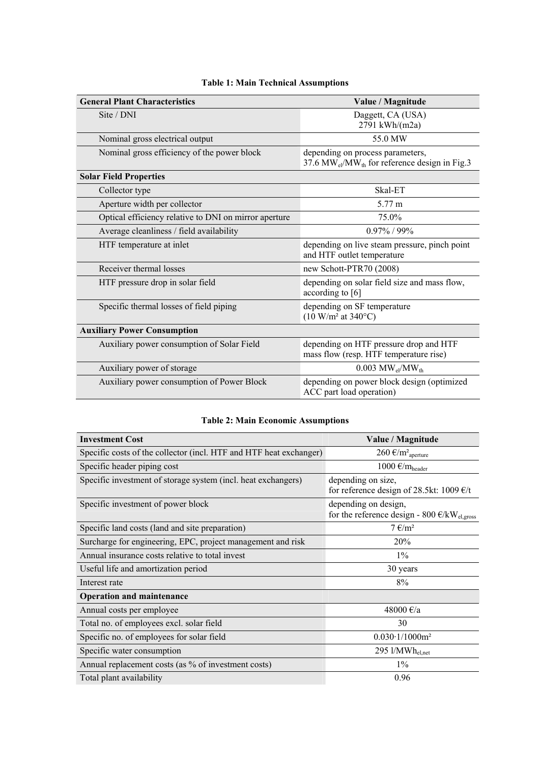**Table 1: Main Technical Assumptions**

| General Plant Characteristics | Value / Magnitude |
|---|---|
| Site / DNI | Daggett, CA (USA) 2791 kWh/(m2a) |
| Nominal gross electrical output | 55.0 MW |
| Nominal gross efficiency of the power block | depending on process parameters, 37.6 $MW_{el}/MW_{th}$ for reference design in Fig.3 |
| **Solar Field Properties** | |
| Collector type | Skal-ET |
| Aperture width per collector | 5.77 m |
| Optical efficiency relative to DNI on mirror aperture | 75.0% |
| Average cleanliness / field availability | 0.97% / 99% |
| HTF temperature at inlet | depending on live steam pressure, pinch point and HTF outlet temperature |
| Receiver thermal losses | new Schott-PTR70 (2008) |
| HTF pressure drop in solar field | depending on solar field size and mass flow, according to [6] |
| Specific thermal losses of field piping | depending on SF temperature (10 W/m² at 340°C) |
| **Auxiliary Power Consumption** | |
| Auxiliary power consumption of Solar Field | depending on HTF pressure drop and HTF mass flow (resp. HTF temperature rise) |
| Auxiliary power of storage | 0.003 $MW_{el}/MW_{th}$ |
| Auxiliary power consumption of Power Block | depending on power block design (optimized ACC part load operation) |

**Table 2: Main Economic Assumptions**

| Investment Cost | Value / Magnitude |
|---|---|
| Specific costs of the collector (incl. HTF and HTF heat exchanger) | 260 €/$m^2_{aperture}$ |
| Specific header piping cost | 1000 €/$m_{header}$ |
| Specific investment of storage system (incl. heat exchangers) | depending on size, for reference design of 28.5kt: 1009 €/t |
| Specific investment of power block | depending on design, for the reference design - 800 €/$kW_{el,gross}$ |
| Specific land costs (land and site preparation) | 7 €/m² |
| Surcharge for engineering, EPC, project management and risk | 20% |
| Annual insurance costs relative to total invest | 1% |
| Useful life and amortization period | 30 years |
| Interest rate | 8% |
| **Operation and maintenance** | |
| Annual costs per employee | 48000 €/a |
| Total no. of employees excl. solar field | 30 |
| Specific no. of employees for solar field | 0.030·1/1000m² |
| Specific water consumption | 295 l/$MWh_{el,net}$ |
| Annual replacement costs (as % of investment costs) | 1% |
| Total plant availability | 0.96 |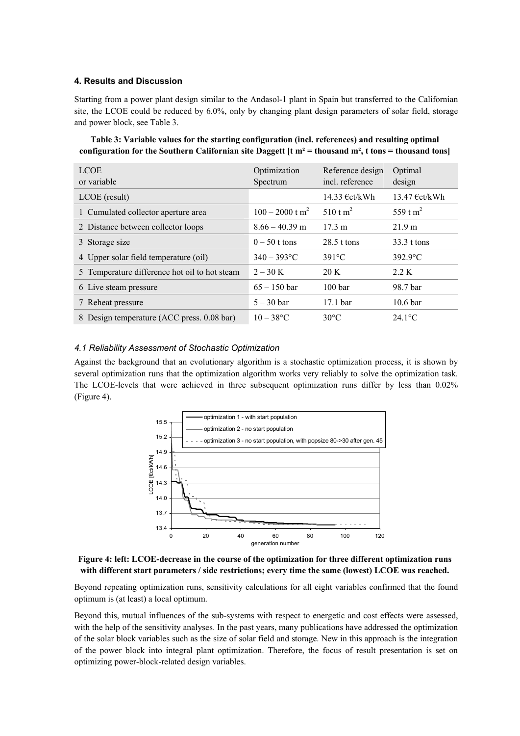### 4. Results and Discussion

Starting from a power plant design similar to the Andasol-1 plant in Spain but transferred to the Californian site, the LCOE could be reduced by 6.0%, only by changing plant design parameters of solar field, storage and power block, see Table 3.

**Table 3: Variable values for the starting configuration (incl. references) and resulting optimal configuration for the Southern Californian site Daggett [t m² = thousand m², t tons = thousand tons]**

| LCOE or variable | Optimization Spectrum | Reference design incl. reference | Optimal design |
|---|---|---|---|
| LCOE (result) | | 14.33 €ct/kWh | 13.47 €ct/kWh |
| 1 Cumulated collector aperture area | 100 – 2000 t $m^2$ | 510 t $m^2$ | 559 t $m^2$ |
| 2 Distance between collector loops | 8.66 – 40.39 m | 17.3 m | 21.9 m |
| 3 Storage size | 0 – 50 t tons | 28.5 t tons | 33.3 t tons |
| 4 Upper solar field temperature (oil) | 340 – 393°C | 391°C | 392.9°C |
| 5 Temperature difference hot oil to hot steam | 2 – 30 K | 20 K | 2.2 K |
| 6 Live steam pressure | 65 – 150 bar | 100 bar | 98.7 bar |
| 7 Reheat pressure | 5 – 30 bar | 17.1 bar | 10.6 bar |
| 8 Design temperature (ACC press. 0.08 bar) | 10 – 38°C | 30°C | 24.1°C |

#### *4.1 Reliability Assessment of Stochastic Optimization*

Against the background that an evolutionary algorithm is a stochastic optimization process, it is shown by several optimization runs that the optimization algorithm works very reliably to solve the optimization task. The LCOE-levels that were achieved in three subsequent optimization runs differ by less than 0.02% (Figure 4).

**Figure 4: left: LCOE-decrease in the course of the optimization for three different optimization runs with different start parameters / side restrictions; every time the same (lowest) LCOE was reached.**

Beyond repeating optimization runs, sensitivity calculations for all eight variables confirmed that the found optimum is (at least) a local optimum.

Beyond this, mutual influences of the sub-systems with respect to energetic and cost effects were assessed, with the help of the sensitivity analyses. In the past years, many publications have addressed the optimization of the solar block variables such as the size of solar field and storage. New in this approach is the integration of the power block into integral plant optimization. Therefore, the focus of result presentation is set on optimizing power-block-related design variables.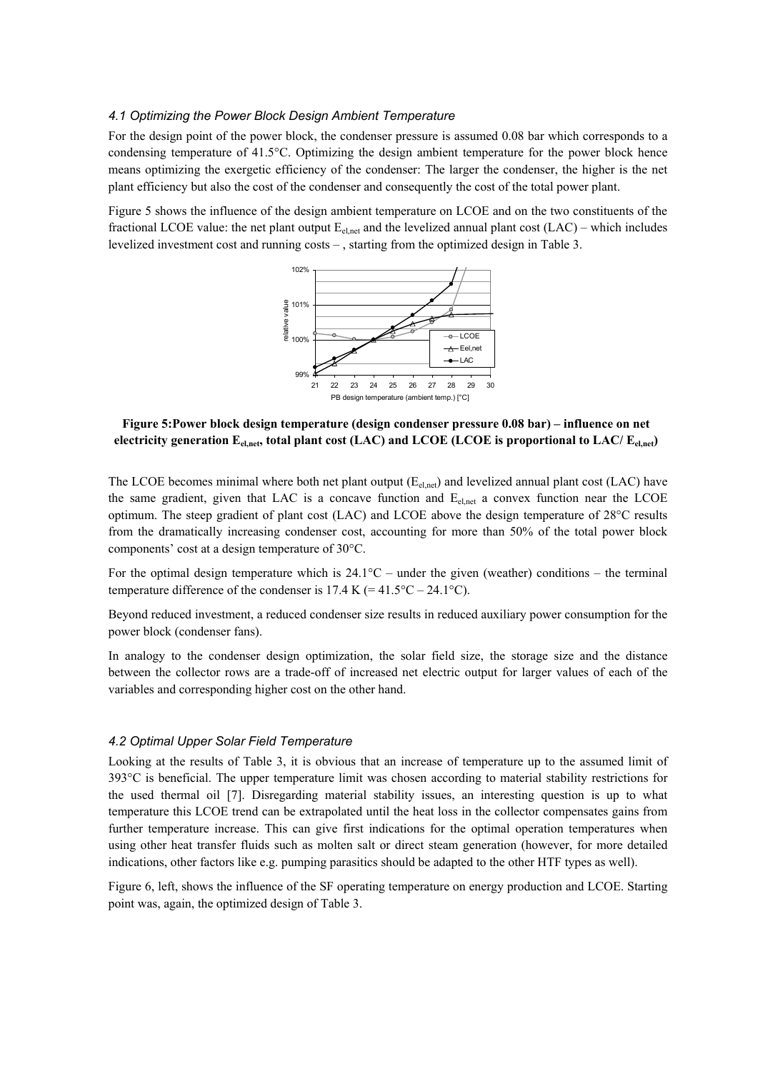### 4.1 Optimizing the Power Block Design Ambient Temperature

For the design point of the power block, the condenser pressure is assumed 0.08 bar which corresponds to a condensing temperature of 41.5°C. Optimizing the design ambient temperature for the power block hence means optimizing the exergetic efficiency of the condenser: The larger the condenser, the higher is the net plant efficiency but also the cost of the condenser and consequently the cost of the total power plant.

Figure 5 shows the influence of the design ambient temperature on LCOE and on the two constituents of the fractional LCOE value: the net plant output $E_{el,net}$ and the levelized annual plant cost (LAC) – which includes levelized investment cost and running costs – , starting from the optimized design in Table 3.

**Figure 5:Power block design temperature (design condenser pressure 0.08 bar) – influence on net electricity generation $E_{el,net}$, total plant cost (LAC) and LCOE (LCOE is proportional to LAC/ $E_{el,net}$)**

The LCOE becomes minimal where both net plant output ($E_{el,net}$) and levelized annual plant cost (LAC) have the same gradient, given that LAC is a concave function and $E_{el,net}$ a convex function near the LCOE optimum. The steep gradient of plant cost (LAC) and LCOE above the design temperature of 28°C results from the dramatically increasing condenser cost, accounting for more than 50% of the total power block components' cost at a design temperature of 30°C.

For the optimal design temperature which is 24.1°C – under the given (weather) conditions – the terminal temperature difference of the condenser is 17.4 K (= 41.5°C – 24.1°C).

Beyond reduced investment, a reduced condenser size results in reduced auxiliary power consumption for the power block (condenser fans).

In analogy to the condenser design optimization, the solar field size, the storage size and the distance between the collector rows are a trade-off of increased net electric output for larger values of each of the variables and corresponding higher cost on the other hand.

### 4.2 Optimal Upper Solar Field Temperature

Looking at the results of Table 3, it is obvious that an increase of temperature up to the assumed limit of 393°C is beneficial. The upper temperature limit was chosen according to material stability restrictions for the used thermal oil [7]. Disregarding material stability issues, an interesting question is up to what temperature this LCOE trend can be extrapolated until the heat loss in the collector compensates gains from further temperature increase. This can give first indications for the optimal operation temperatures when using other heat transfer fluids such as molten salt or direct steam generation (however, for more detailed indications, other factors like e.g. pumping parasitics should be adapted to the other HTF types as well).

Figure 6, left, shows the influence of the SF operating temperature on energy production and LCOE. Starting point was, again, the optimized design of Table 3.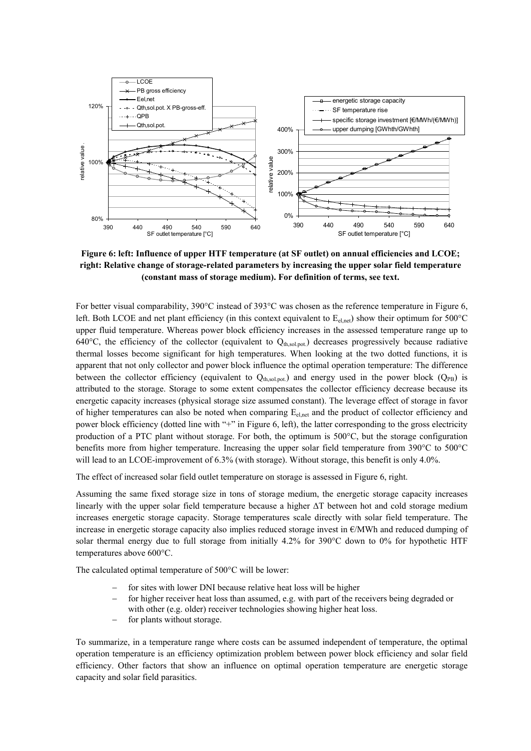**Figure 6: left: Influence of upper HTF temperature (at SF outlet) on annual efficiencies and LCOE; right: Relative change of storage-related parameters by increasing the upper solar field temperature (constant mass of storage medium). For definition of terms, see text.**

For better visual comparability, 390°C instead of 393°C was chosen as the reference temperature in Figure 6, left. Both LCOE and net plant efficiency (in this context equivalent to $E_{el,net}$) show their optimum for 500°C upper fluid temperature. Whereas power block efficiency increases in the assessed temperature range up to 640°C, the efficiency of the collector (equivalent to $Q_{th,sol.pot.}$) decreases progressively because radiative thermal losses become significant for high temperatures. When looking at the two dotted functions, it is apparent that not only collector and power block influence the optimal operation temperature: The difference between the collector efficiency (equivalent to $Q_{th,sol.pot.}$) and energy used in the power block ($Q_{PB}$) is attributed to the storage. Storage to some extent compensates the collector efficiency decrease because its energetic capacity increases (physical storage size assumed constant). The leverage effect of storage in favor of higher temperatures can also be noted when comparing $E_{el,net}$ and the product of collector efficiency and power block efficiency (dotted line with "+" in Figure 6, left), the latter corresponding to the gross electricity production of a PTC plant without storage. For both, the optimum is 500°C, but the storage configuration benefits more from higher temperature. Increasing the upper solar field temperature from 390°C to 500°C will lead to an LCOE-improvement of 6.3% (with storage). Without storage, this benefit is only 4.0%.

The effect of increased solar field outlet temperature on storage is assessed in Figure 6, right.

Assuming the same fixed storage size in tons of storage medium, the energetic storage capacity increases linearly with the upper solar field temperature because a higher $\Delta T$ between hot and cold storage medium increases energetic storage capacity. Storage temperatures scale directly with solar field temperature. The increase in energetic storage capacity also implies reduced storage invest in €/MWh and reduced dumping of solar thermal energy due to full storage from initially 4.2% for 390°C down to 0% for hypothetic HTF temperatures above 600°C.

The calculated optimal temperature of 500°C will be lower:

- for sites with lower DNI because relative heat loss will be higher
- for higher receiver heat loss than assumed, e.g. with part of the receivers being degraded or with other (e.g. older) receiver technologies showing higher heat loss.
- for plants without storage.

To summarize, in a temperature range where costs can be assumed independent of temperature, the optimal operation temperature is an efficiency optimization problem between power block efficiency and solar field efficiency. Other factors that show an influence on optimal operation temperature are energetic storage capacity and solar field parasitics.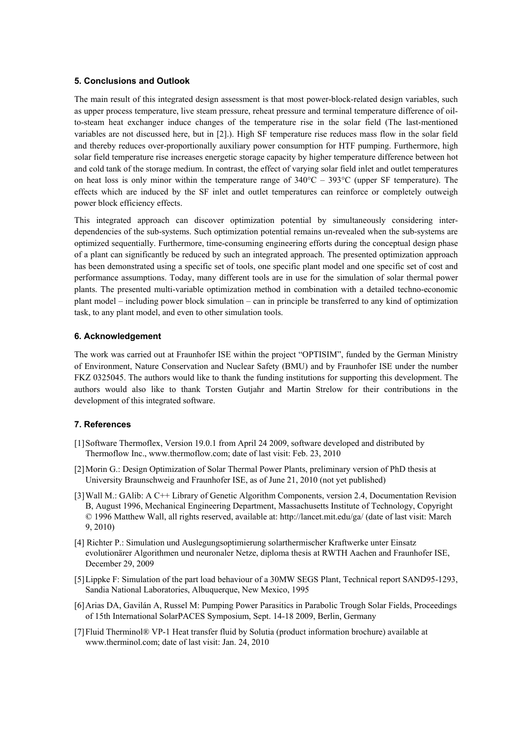## 5. Conclusions and Outlook

The main result of this integrated design assessment is that most power-block-related design variables, such as upper process temperature, live steam pressure, reheat pressure and terminal temperature difference of oil-to-steam heat exchanger induce changes of the temperature rise in the solar field (The last-mentioned variables are not discussed here, but in [2].). High SF temperature rise reduces mass flow in the solar field and thereby reduces over-proportionally auxiliary power consumption for HTF pumping. Furthermore, high solar field temperature rise increases energetic storage capacity by higher temperature difference between hot and cold tank of the storage medium. In contrast, the effect of varying solar field inlet and outlet temperatures on heat loss is only minor within the temperature range of 340°C – 393°C (upper SF temperature). The effects which are induced by the SF inlet and outlet temperatures can reinforce or completely outweigh power block efficiency effects.

This integrated approach can discover optimization potential by simultaneously considering inter-dependencies of the sub-systems. Such optimization potential remains un-revealed when the sub-systems are optimized sequentially. Furthermore, time-consuming engineering efforts during the conceptual design phase of a plant can significantly be reduced by such an integrated approach. The presented optimization approach has been demonstrated using a specific set of tools, one specific plant model and one specific set of cost and performance assumptions. Today, many different tools are in use for the simulation of solar thermal power plants. The presented multi-variable optimization method in combination with a detailed techno-economic plant model – including power block simulation – can in principle be transferred to any kind of optimization task, to any plant model, and even to other simulation tools.

## 6. Acknowledgement

The work was carried out at Fraunhofer ISE within the project "OPTISIM", funded by the German Ministry of Environment, Nature Conservation and Nuclear Safety (BMU) and by Fraunhofer ISE under the number FKZ 0325045. The authors would like to thank the funding institutions for supporting this development. The authors would also like to thank Torsten Gutjahr and Martin Strelow for their contributions in the development of this integrated software.

## 7. References

[1] Software Thermoflex, Version 19.0.1 from April 24 2009, software developed and distributed by Thermoflow Inc., www.thermoflow.com; date of last visit: Feb. 23, 2010

[2] Morin G.: Design Optimization of Solar Thermal Power Plants, preliminary version of PhD thesis at University Braunschweig and Fraunhofer ISE, as of June 21, 2010 (not yet published)

[3] Wall M.: GAlib: A C++ Library of Genetic Algorithm Components, version 2.4, Documentation Revision B, August 1996, Mechanical Engineering Department, Massachusetts Institute of Technology, Copyright © 1996 Matthew Wall, all rights reserved, available at: http://lancet.mit.edu/ga/ (date of last visit: March 9, 2010)

[4] Richter P.: Simulation und Auslegungsoptimierung solarthermischer Kraftwerke unter Einsatz evolutionärer Algorithmen und neuronaler Netze, diploma thesis at RWTH Aachen and Fraunhofer ISE, December 29, 2009

[5] Lippke F: Simulation of the part load behaviour of a 30MW SEGS Plant, Technical report SAND95-1293, Sandia National Laboratories, Albuquerque, New Mexico, 1995

[6] Arias DA, Gavilán A, Russel M: Pumping Power Parasitics in Parabolic Trough Solar Fields, Proceedings of 15th International SolarPACES Symposium, Sept. 14-18 2009, Berlin, Germany

[7] Fluid Therminol® VP-1 Heat transfer fluid by Solutia (product information brochure) available at www.therminol.com; date of last visit: Jan. 24, 2010